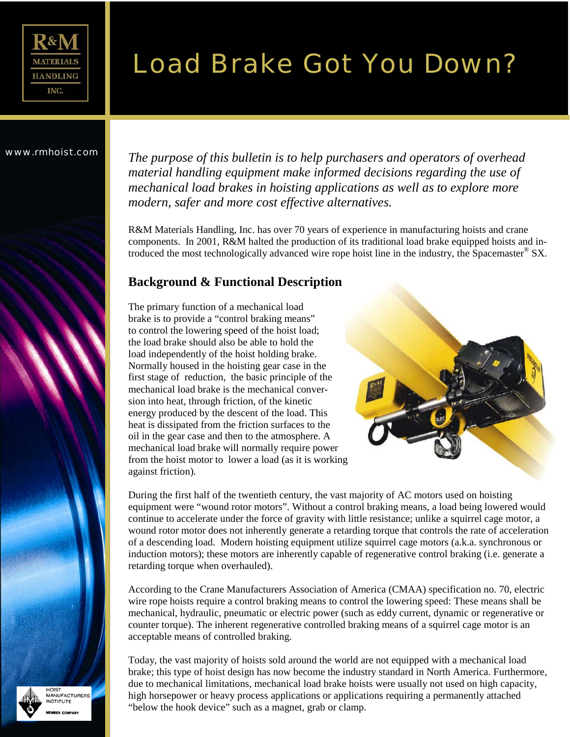# Load Brake Got You Down?

www.rmhoist.com

*The purpose of this bulletin is to help purchasers and operators of overhead material handling equipment make informed decisions regarding the use of mechanical load brakes in hoisting applications as well as to explore more modern, safer and more cost effective alternatives.*

R&M Materials Handling, Inc. has over 70 years of experience in manufacturing hoists and crane components. In 2001, R&M halted the production of its traditional load brake equipped hoists and introduced the most technologically advanced wire rope hoist line in the industry, the Spacemaster® SX.

## Background & Functional Description

The primary function of a mechanical load brake is to provide a "control braking means" to control the lowering speed of the hoist load; the load brake should also be able to hold the load independently of the hoist holding brake. Normally housed in the hoisting gear case in the first stage of reduction, the basic principle of the mechanical load brake is the mechanical conversion into heat, through friction, of the kinetic energy produced by the descent of the load. This heat is dissipated from the friction surfaces to the oil in the gear case and then to the atmosphere. A mechanical load brake will normally require power from the hoist motor to lower a load (as it is working against friction).

During the first half of the twentieth century, the vast majority of AC motors used on hoisting equipment were "wound rotor motors". Without a control braking means, a load being lowered would continue to accelerate under the force of gravity with little resistance; unlike a squirrel cage motor, a wound rotor motor does not inherently generate a retarding torque that controls the rate of acceleration of a descending load. Modern hoisting equipment utilize squirrel cage motors (a.k.a. synchronous or induction motors); these motors are inherently capable of regenerative control braking (i.e. generate a retarding torque when overhauled).

According to the Crane Manufacturers Association of America (CMAA) specification no. 70, electric wire rope hoists require a control braking means to control the lowering speed: These means shall be mechanical, hydraulic, pneumatic or electric power (such as eddy current, dynamic or regenerative or counter torque). The inherent regenerative controlled braking means of a squirrel cage motor is an acceptable means of controlled braking.

Today, the vast majority of hoists sold around the world are not equipped with a mechanical load brake; this type of hoist design has now become the industry standard in North America. Furthermore, due to mechanical limitations, mechanical load brake hoists were usually not used on high capacity, high horsepower or heavy process applications or applications requiring a permanently attached "below the hook device" such as a magnet, grab or clamp.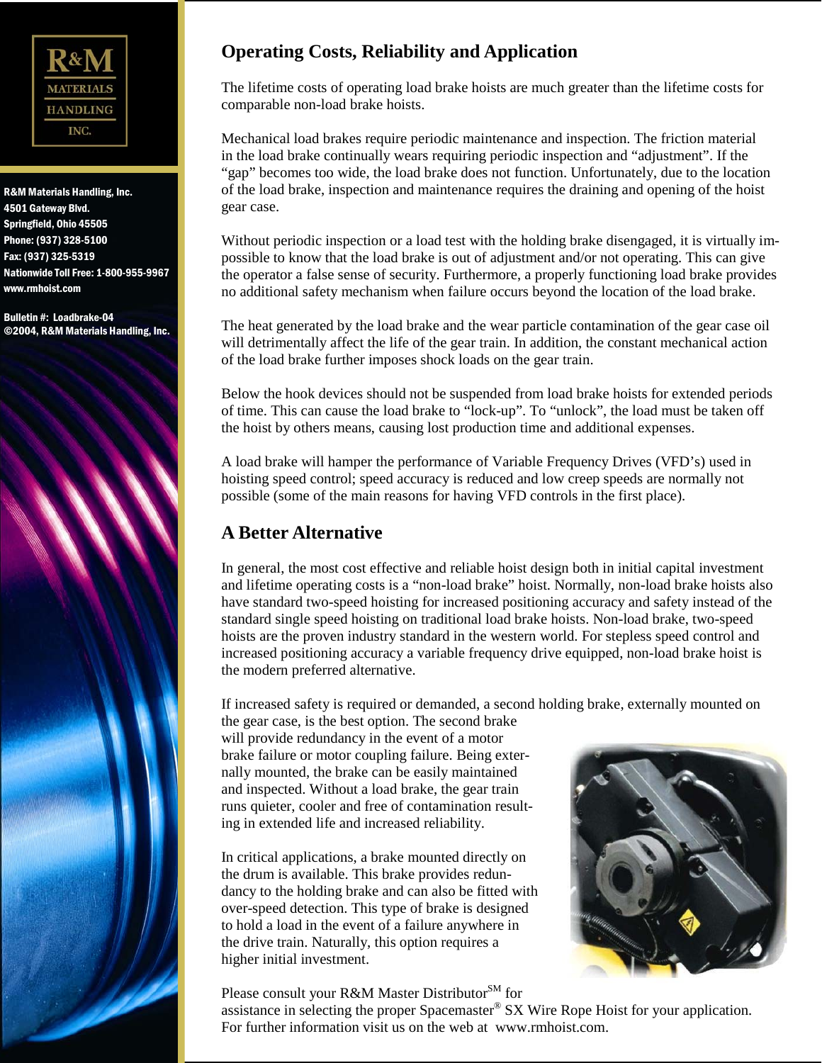R&M Materials Handling, Inc.
4501 Gateway Blvd.
Springfield, Ohio 45505
Phone: (937) 328-5100
Fax: (937) 325-5319
Nationwide Toll Free: 1-800-955-9967
www.rmhoist.com

Bulletin #: Loadbrake-04
©2004, R&M Materials Handling, Inc.

## Operating Costs, Reliability and Application

The lifetime costs of operating load brake hoists are much greater than the lifetime costs for comparable non-load brake hoists.

Mechanical load brakes require periodic maintenance and inspection. The friction material in the load brake continually wears requiring periodic inspection and "adjustment". If the "gap" becomes too wide, the load brake does not function. Unfortunately, due to the location of the load brake, inspection and maintenance requires the draining and opening of the hoist gear case.

Without periodic inspection or a load test with the holding brake disengaged, it is virtually impossible to know that the load brake is out of adjustment and/or not operating. This can give the operator a false sense of security. Furthermore, a properly functioning load brake provides no additional safety mechanism when failure occurs beyond the location of the load brake.

The heat generated by the load brake and the wear particle contamination of the gear case oil will detrimentally affect the life of the gear train. In addition, the constant mechanical action of the load brake further imposes shock loads on the gear train.

Below the hook devices should not be suspended from load brake hoists for extended periods of time. This can cause the load brake to "lock-up". To "unlock", the load must be taken off the hoist by others means, causing lost production time and additional expenses.

A load brake will hamper the performance of Variable Frequency Drives (VFD's) used in hoisting speed control; speed accuracy is reduced and low creep speeds are normally not possible (some of the main reasons for having VFD controls in the first place).

## A Better Alternative

In general, the most cost effective and reliable hoist design both in initial capital investment and lifetime operating costs is a "non-load brake" hoist. Normally, non-load brake hoists also have standard two-speed hoisting for increased positioning accuracy and safety instead of the standard single speed hoisting on traditional load brake hoists. Non-load brake, two-speed hoists are the proven industry standard in the western world. For stepless speed control and increased positioning accuracy a variable frequency drive equipped, non-load brake hoist is the modern preferred alternative.

If increased safety is required or demanded, a second holding brake, externally mounted on the gear case, is the best option. The second brake will provide redundancy in the event of a motor brake failure or motor coupling failure. Being externally mounted, the brake can be easily maintained and inspected. Without a load brake, the gear train runs quieter, cooler and free of contamination resulting in extended life and increased reliability.

In critical applications, a brake mounted directly on the drum is available. This brake provides redundancy to the holding brake and can also be fitted with over-speed detection. This type of brake is designed to hold a load in the event of a failure anywhere in the drive train. Naturally, this option requires a higher initial investment.

Please consult your R&M Master Distributor℠ for assistance in selecting the proper Spacemaster® SX Wire Rope Hoist for your application. For further information visit us on the web at www.rmhoist.com.